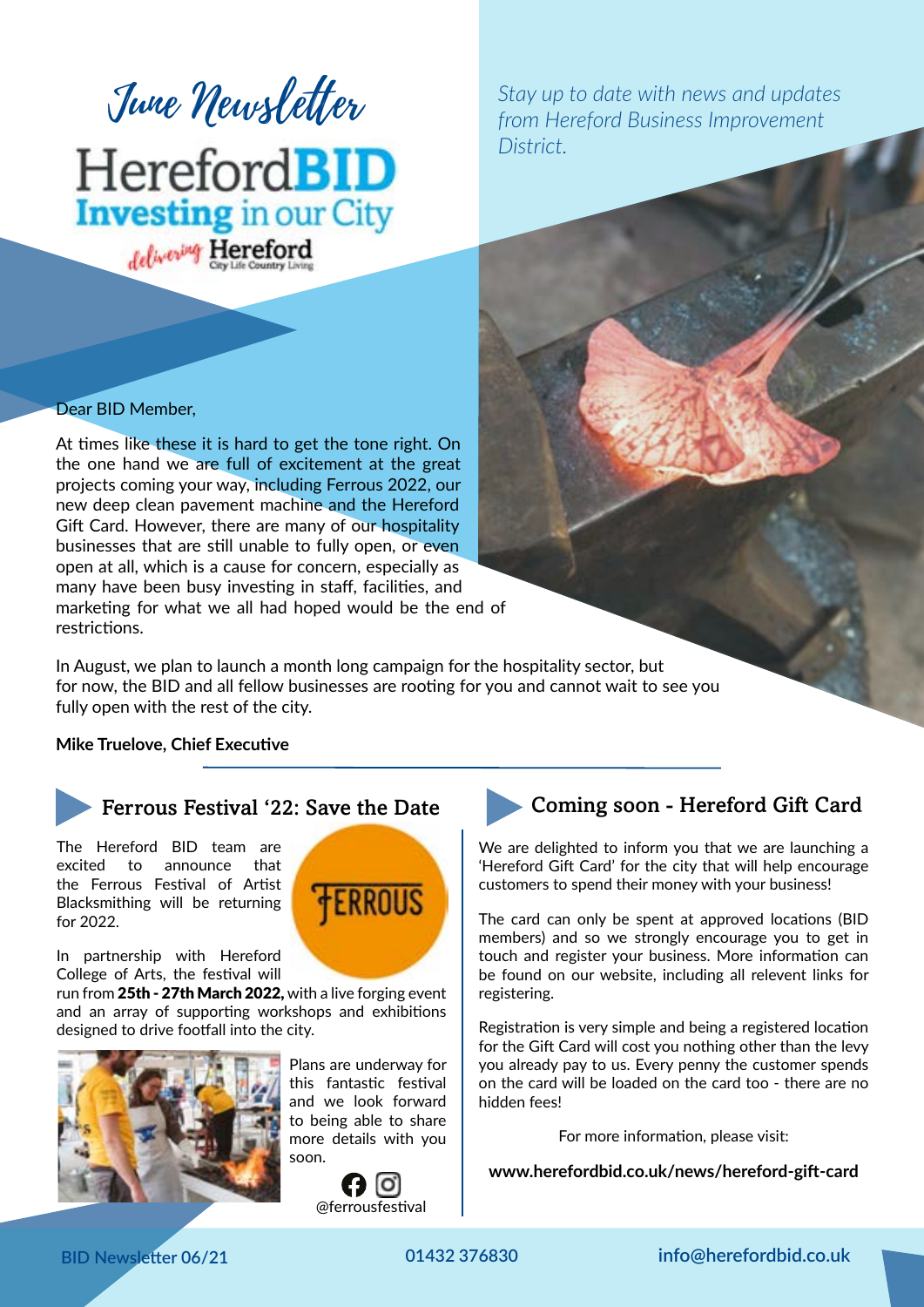# June Newsletter

**HerefordBID**
**Investing in our City**
delivering Hereford City Life Country Living

*Stay up to date with news and updates from Hereford Business Improvement District.*

Dear BID Member,

At times like these it is hard to get the tone right. On the one hand we are full of excitement at the great projects coming your way, including Ferrous 2022, our new deep clean pavement machine and the Hereford Gift Card. However, there are many of our hospitality businesses that are still unable to fully open, or even open at all, which is a cause for concern, especially as many have been busy investing in staff, facilities, and marketing for what we all had hoped would be the end of restrictions.

In August, we plan to launch a month long campaign for the hospitality sector, but for now, the BID and all fellow businesses are rooting for you and cannot wait to see you fully open with the rest of the city.

**Mike Truelove, Chief Executive**

## Ferrous Festival '22: Save the Date

FERROUS

The Hereford BID team are excited to announce that the Ferrous Festival of Artist Blacksmithing will be returning for 2022.

In partnership with Hereford College of Arts, the festival will run from **25th - 27th March 2022,** with a live forging event and an array of supporting workshops and exhibitions designed to drive footfall into the city.

Plans are underway for this fantastic festival and we look forward to being able to share more details with you soon.

@ferrousfestival

## Coming soon - Hereford Gift Card

We are delighted to inform you that we are launching a 'Hereford Gift Card' for the city that will help encourage customers to spend their money with your business!

The card can only be spent at approved locations (BID members) and so we strongly encourage you to get in touch and register your business. More information can be found on our website, including all relevent links for registering.

Registration is very simple and being a registered location for the Gift Card will cost you nothing other than the levy you already pay to us. Every penny the customer spends on the card will be loaded on the card too - there are no hidden fees!

For more information, please visit:

**www.herefordbid.co.uk/news/hereford-gift-card**

BID Newsletter 06/21 | 01432 376830 | info@herefordbid.co.uk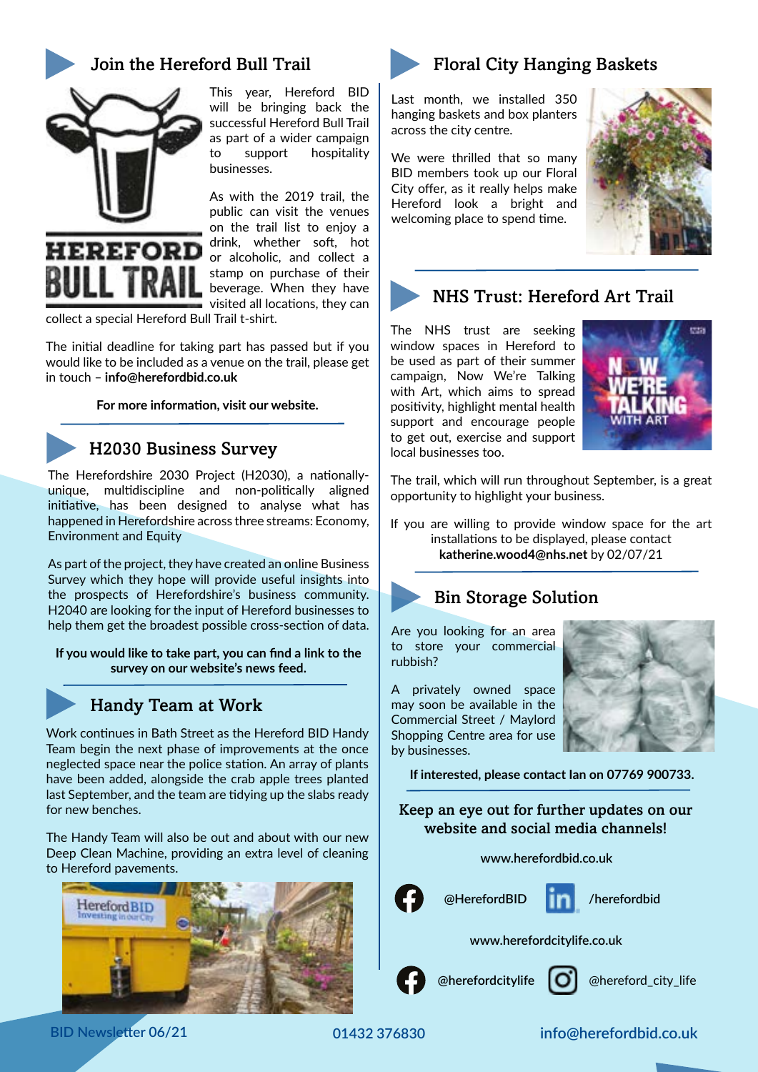## Join the Hereford Bull Trail

This year, Hereford BID will be bringing back the successful Hereford Bull Trail as part of a wider campaign to support hospitality businesses.

As with the 2019 trail, the public can visit the venues on the trail list to enjoy a drink, whether soft, hot or alcoholic, and collect a stamp on purchase of their beverage. When they have visited all locations, they can collect a special Hereford Bull Trail t-shirt.

The initial deadline for taking part has passed but if you would like to be included as a venue on the trail, please get in touch – **info@herefordbid.co.uk**

**For more information, visit our website.**

## H2030 Business Survey

The Herefordshire 2030 Project (H2030), a nationally-unique, multidiscipline and non-politically aligned initiative, has been designed to analyse what has happened in Herefordshire across three streams: Economy, Environment and Equity

As part of the project, they have created an online Business Survey which they hope will provide useful insights into the prospects of Herefordshire's business community. H2040 are looking for the input of Hereford businesses to help them get the broadest possible cross-section of data.

**If you would like to take part, you can find a link to the survey on our website's news feed.**

## Handy Team at Work

Work continues in Bath Street as the Hereford BID Handy Team begin the next phase of improvements at the once neglected space near the police station. An array of plants have been added, alongside the crab apple trees planted last September, and the team are tidying up the slabs ready for new benches.

The Handy Team will also be out and about with our new Deep Clean Machine, providing an extra level of cleaning to Hereford pavements.

## Floral City Hanging Baskets

Last month, we installed 350 hanging baskets and box planters across the city centre.

We were thrilled that so many BID members took up our Floral City offer, as it really helps make Hereford look a bright and welcoming place to spend time.

## NHS Trust: Hereford Art Trail

The NHS trust are seeking window spaces in Hereford to be used as part of their summer campaign, Now We're Talking with Art, which aims to spread positivity, highlight mental health support and encourage people to get out, exercise and support local businesses too.

The trail, which will run throughout September, is a great opportunity to highlight your business.

If you are willing to provide window space for the art installations to be displayed, please contact **katherine.wood4@nhs.net** by 02/07/21

## Bin Storage Solution

Are you looking for an area to store your commercial rubbish?

A privately owned space may soon be available in the Commercial Street / Maylord Shopping Centre area for use by businesses.

**If interested, please contact Ian on 07769 900733.**

**Keep an eye out for further updates on our website and social media channels!**

**www.herefordbid.co.uk**

**@HerefordBID** **/herefordbid**

**www.herefordcitylife.co.uk**

**@herefordcitylife** **@hereford_city_life**

BID Newsletter 06/21 01432 376830 info@herefordbid.co.uk